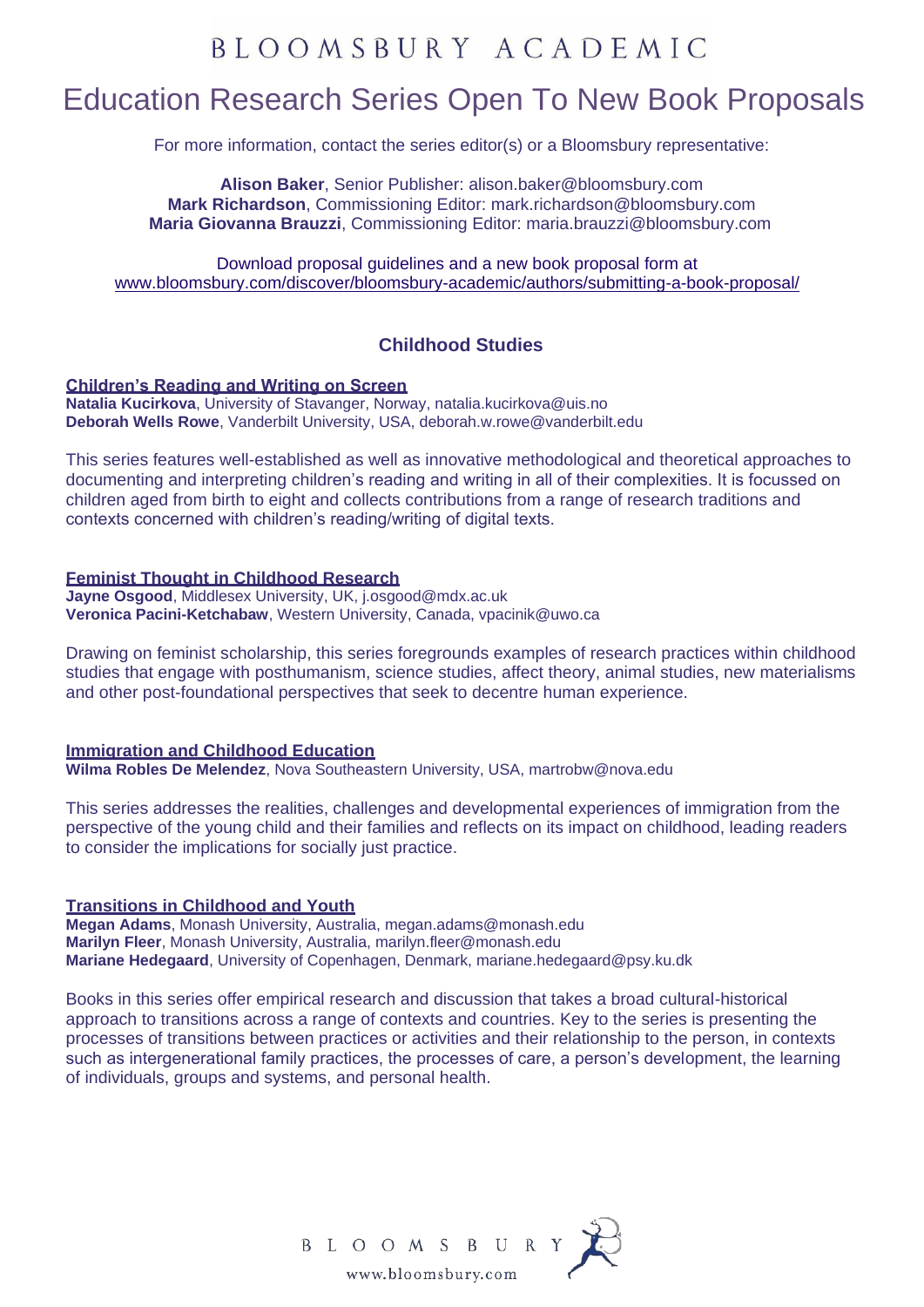# BLOOMSBURY ACADEMIC

## Education Research Series Open To New Book Proposals

For more information, contact the series editor(s) or a Bloomsbury representative:

**Alison Baker**, Senior Publisher: alison.baker@bloomsbury.com
**Mark Richardson**, Commissioning Editor: mark.richardson@bloomsbury.com
**Maria Giovanna Brauzzi**, Commissioning Editor: maria.brauzzi@bloomsbury.com

Download proposal guidelines and a new book proposal form at
www.bloomsbury.com/discover/bloomsbury-academic/authors/submitting-a-book-proposal/

### Childhood Studies

**Children's Reading and Writing on Screen**
**Natalia Kucirkova**, University of Stavanger, Norway, natalia.kucirkova@uis.no
**Deborah Wells Rowe**, Vanderbilt University, USA, deborah.w.rowe@vanderbilt.edu

This series features well-established as well as innovative methodological and theoretical approaches to documenting and interpreting children's reading and writing in all of their complexities. It is focussed on children aged from birth to eight and collects contributions from a range of research traditions and contexts concerned with children's reading/writing of digital texts.

**Feminist Thought in Childhood Research**
**Jayne Osgood**, Middlesex University, UK, j.osgood@mdx.ac.uk
**Veronica Pacini-Ketchabaw**, Western University, Canada, vpacinik@uwo.ca

Drawing on feminist scholarship, this series foregrounds examples of research practices within childhood studies that engage with posthumanism, science studies, affect theory, animal studies, new materialisms and other post-foundational perspectives that seek to decentre human experience.

**Immigration and Childhood Education**
**Wilma Robles De Melendez**, Nova Southeastern University, USA, martrobw@nova.edu

This series addresses the realities, challenges and developmental experiences of immigration from the perspective of the young child and their families and reflects on its impact on childhood, leading readers to consider the implications for socially just practice.

**Transitions in Childhood and Youth**
**Megan Adams**, Monash University, Australia, megan.adams@monash.edu
**Marilyn Fleer**, Monash University, Australia, marilyn.fleer@monash.edu
**Mariane Hedegaard**, University of Copenhagen, Denmark, mariane.hedegaard@psy.ku.dk

Books in this series offer empirical research and discussion that takes a broad cultural-historical approach to transitions across a range of contexts and countries. Key to the series is presenting the processes of transitions between practices or activities and their relationship to the person, in contexts such as intergenerational family practices, the processes of care, a person's development, the learning of individuals, groups and systems, and personal health.

BLOOMSBURY
www.bloomsbury.com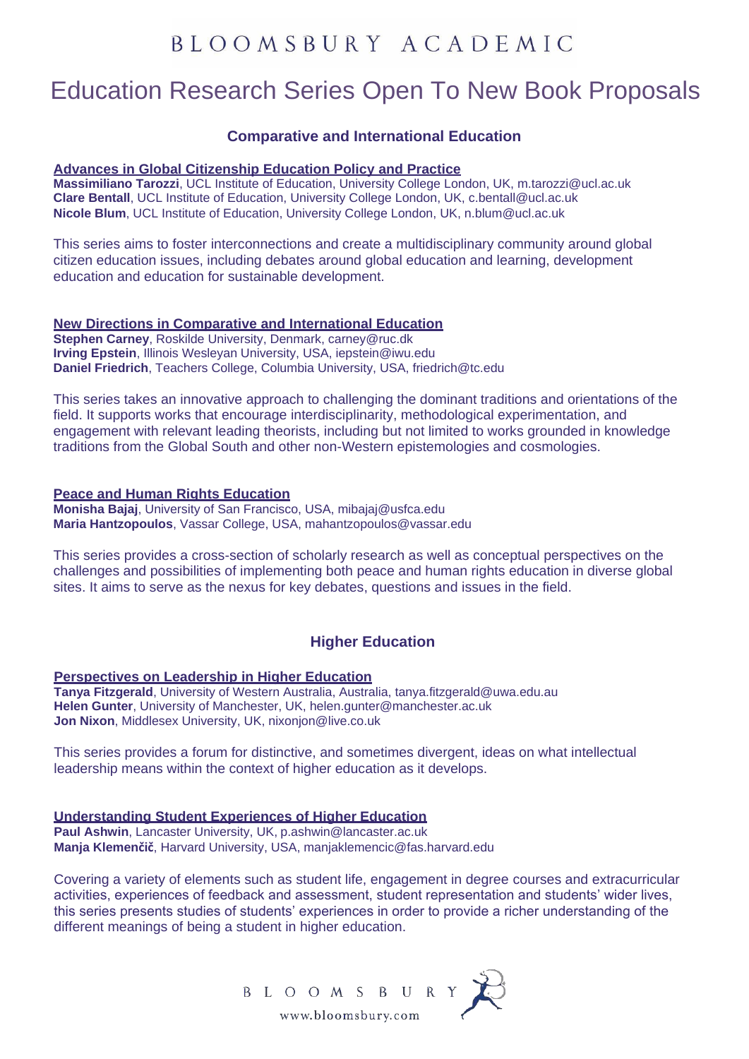# BLOOMSBURY ACADEMIC

# Education Research Series Open To New Book Proposals

## Comparative and International Education

### Advances in Global Citizenship Education Policy and Practice

**Massimiliano Tarozzi**, UCL Institute of Education, University College London, UK, m.tarozzi@ucl.ac.uk
**Clare Bentall**, UCL Institute of Education, University College London, UK, c.bentall@ucl.ac.uk
**Nicole Blum**, UCL Institute of Education, University College London, UK, n.blum@ucl.ac.uk

This series aims to foster interconnections and create a multidisciplinary community around global citizen education issues, including debates around global education and learning, development education and education for sustainable development.

### New Directions in Comparative and International Education

**Stephen Carney**, Roskilde University, Denmark, carney@ruc.dk
**Irving Epstein**, Illinois Wesleyan University, USA, iepstein@iwu.edu
**Daniel Friedrich**, Teachers College, Columbia University, USA, friedrich@tc.edu

This series takes an innovative approach to challenging the dominant traditions and orientations of the field. It supports works that encourage interdisciplinarity, methodological experimentation, and engagement with relevant leading theorists, including but not limited to works grounded in knowledge traditions from the Global South and other non-Western epistemologies and cosmologies.

### Peace and Human Rights Education

**Monisha Bajaj**, University of San Francisco, USA, mibajaj@usfca.edu
**Maria Hantzopoulos**, Vassar College, USA, mahantzopoulos@vassar.edu

This series provides a cross-section of scholarly research as well as conceptual perspectives on the challenges and possibilities of implementing both peace and human rights education in diverse global sites. It aims to serve as the nexus for key debates, questions and issues in the field.

## Higher Education

### Perspectives on Leadership in Higher Education

**Tanya Fitzgerald**, University of Western Australia, Australia, tanya.fitzgerald@uwa.edu.au
**Helen Gunter**, University of Manchester, UK, helen.gunter@manchester.ac.uk
**Jon Nixon**, Middlesex University, UK, nixonjon@live.co.uk

This series provides a forum for distinctive, and sometimes divergent, ideas on what intellectual leadership means within the context of higher education as it develops.

### Understanding Student Experiences of Higher Education

**Paul Ashwin**, Lancaster University, UK, p.ashwin@lancaster.ac.uk
**Manja Klemenčič**, Harvard University, USA, manjaklemencic@fas.harvard.edu

Covering a variety of elements such as student life, engagement in degree courses and extracurricular activities, experiences of feedback and assessment, student representation and students' wider lives, this series presents studies of students' experiences in order to provide a richer understanding of the different meanings of being a student in higher education.

BLOOMSBURY
www.bloomsbury.com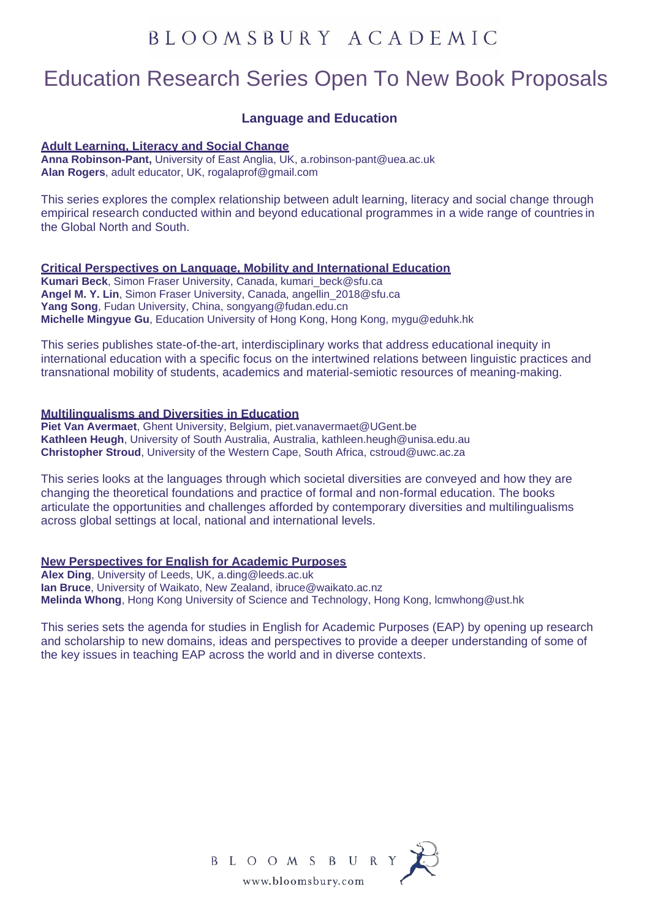# Education Research Series Open To New Book Proposals

## Language and Education

### Adult Learning, Literacy and Social Change

**Anna Robinson-Pant,** University of East Anglia, UK, a.robinson-pant@uea.ac.uk
**Alan Rogers**, adult educator, UK, rogalaprof@gmail.com

This series explores the complex relationship between adult learning, literacy and social change through empirical research conducted within and beyond educational programmes in a wide range of countries in the Global North and South.

### Critical Perspectives on Language, Mobility and International Education

**Kumari Beck**, Simon Fraser University, Canada, kumari_beck@sfu.ca
**Angel M. Y. Lin**, Simon Fraser University, Canada, angellin_2018@sfu.ca
**Yang Song**, Fudan University, China, songyang@fudan.edu.cn
**Michelle Mingyue Gu**, Education University of Hong Kong, Hong Kong, mygu@eduhk.hk

This series publishes state-of-the-art, interdisciplinary works that address educational inequity in international education with a specific focus on the intertwined relations between linguistic practices and transnational mobility of students, academics and material-semiotic resources of meaning-making.

### Multilingualisms and Diversities in Education

**Piet Van Avermaet**, Ghent University, Belgium, piet.vanavermaet@UGent.be
**Kathleen Heugh**, University of South Australia, Australia, kathleen.heugh@unisa.edu.au
**Christopher Stroud**, University of the Western Cape, South Africa, cstroud@uwc.ac.za

This series looks at the languages through which societal diversities are conveyed and how they are changing the theoretical foundations and practice of formal and non-formal education. The books articulate the opportunities and challenges afforded by contemporary diversities and multilingualisms across global settings at local, national and international levels.

### New Perspectives for English for Academic Purposes

**Alex Ding**, University of Leeds, UK, a.ding@leeds.ac.uk
**Ian Bruce**, University of Waikato, New Zealand, ibruce@waikato.ac.nz
**Melinda Whong**, Hong Kong University of Science and Technology, Hong Kong, lcmwhong@ust.hk

This series sets the agenda for studies in English for Academic Purposes (EAP) by opening up research and scholarship to new domains, ideas and perspectives to provide a deeper understanding of some of the key issues in teaching EAP across the world and in diverse contexts.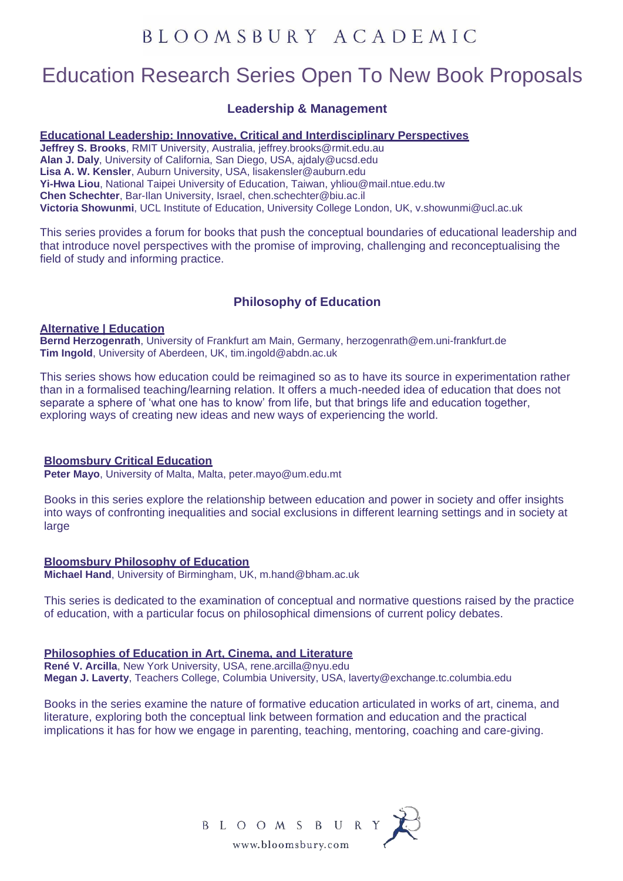# Education Research Series Open To New Book Proposals

## Leadership & Management

### Educational Leadership: Innovative, Critical and Interdisciplinary Perspectives

**Jeffrey S. Brooks**, RMIT University, Australia, jeffrey.brooks@rmit.edu.au
**Alan J. Daly**, University of California, San Diego, USA, ajdaly@ucsd.edu
**Lisa A. W. Kensler**, Auburn University, USA, lisakensler@auburn.edu
**Yi-Hwa Liou**, National Taipei University of Education, Taiwan, yhliou@mail.ntue.edu.tw
**Chen Schechter**, Bar-Ilan University, Israel, chen.schechter@biu.ac.il
**Victoria Showunmi**, UCL Institute of Education, University College London, UK, v.showunmi@ucl.ac.uk

This series provides a forum for books that push the conceptual boundaries of educational leadership and that introduce novel perspectives with the promise of improving, challenging and reconceptualising the field of study and informing practice.

## Philosophy of Education

### Alternative | Education

**Bernd Herzogenrath**, University of Frankfurt am Main, Germany, herzogenrath@em.uni-frankfurt.de
**Tim Ingold**, University of Aberdeen, UK, tim.ingold@abdn.ac.uk

This series shows how education could be reimagined so as to have its source in experimentation rather than in a formalised teaching/learning relation. It offers a much-needed idea of education that does not separate a sphere of 'what one has to know' from life, but that brings life and education together, exploring ways of creating new ideas and new ways of experiencing the world.

### Bloomsbury Critical Education

**Peter Mayo**, University of Malta, Malta, peter.mayo@um.edu.mt

Books in this series explore the relationship between education and power in society and offer insights into ways of confronting inequalities and social exclusions in different learning settings and in society at large

### Bloomsbury Philosophy of Education

**Michael Hand**, University of Birmingham, UK, m.hand@bham.ac.uk

This series is dedicated to the examination of conceptual and normative questions raised by the practice of education, with a particular focus on philosophical dimensions of current policy debates.

### Philosophies of Education in Art, Cinema, and Literature

**René V. Arcilla**, New York University, USA, rene.arcilla@nyu.edu
**Megan J. Laverty**, Teachers College, Columbia University, USA, laverty@exchange.tc.columbia.edu

Books in the series examine the nature of formative education articulated in works of art, cinema, and literature, exploring both the conceptual link between formation and education and the practical implications it has for how we engage in parenting, teaching, mentoring, coaching and care-giving.

BLOOMSBURY
www.bloomsbury.com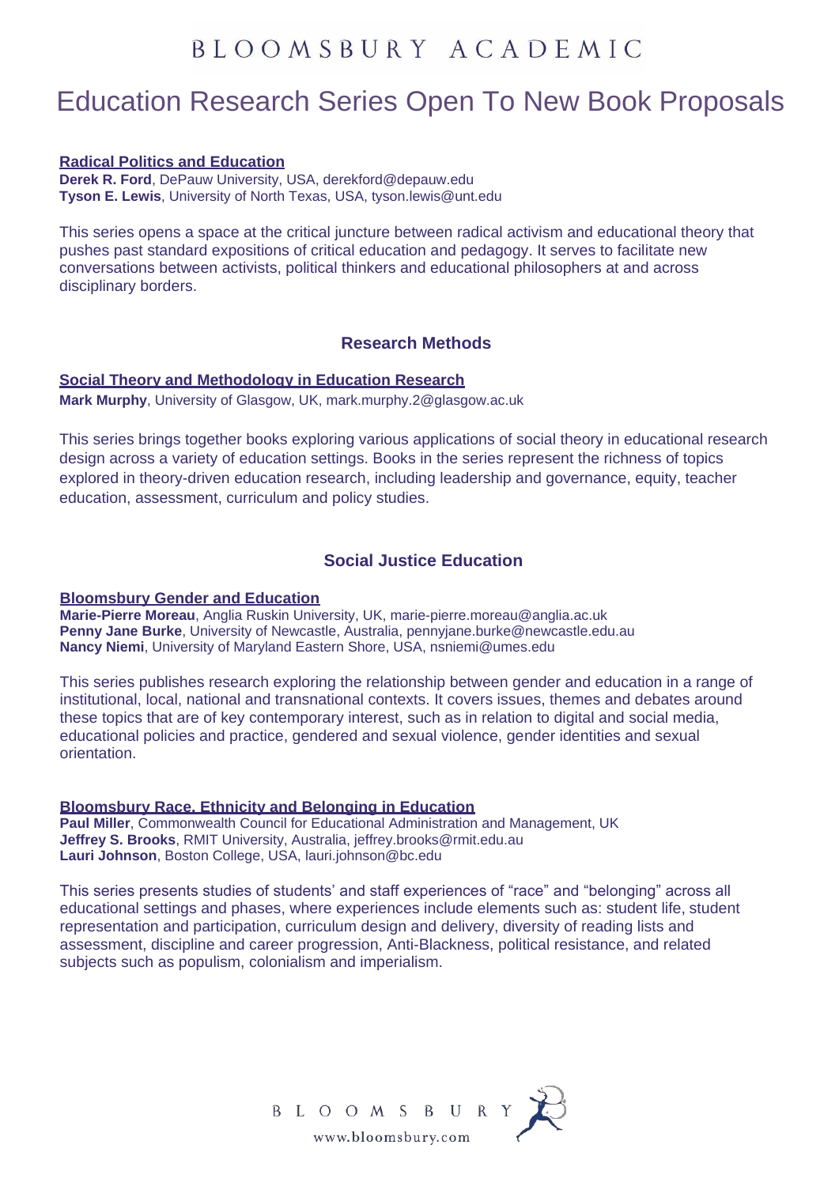# Education Research Series Open To New Book Proposals

### Radical Politics and Education

**Derek R. Ford**, DePauw University, USA, derekford@depauw.edu
**Tyson E. Lewis**, University of North Texas, USA, tyson.lewis@unt.edu

This series opens a space at the critical juncture between radical activism and educational theory that pushes past standard expositions of critical education and pedagogy. It serves to facilitate new conversations between activists, political thinkers and educational philosophers at and across disciplinary borders.

## Research Methods

### Social Theory and Methodology in Education Research

**Mark Murphy**, University of Glasgow, UK, mark.murphy.2@glasgow.ac.uk

This series brings together books exploring various applications of social theory in educational research design across a variety of education settings. Books in the series represent the richness of topics explored in theory-driven education research, including leadership and governance, equity, teacher education, assessment, curriculum and policy studies.

## Social Justice Education

### Bloomsbury Gender and Education

**Marie-Pierre Moreau**, Anglia Ruskin University, UK, marie-pierre.moreau@anglia.ac.uk
**Penny Jane Burke**, University of Newcastle, Australia, pennyjane.burke@newcastle.edu.au
**Nancy Niemi**, University of Maryland Eastern Shore, USA, nsniemi@umes.edu

This series publishes research exploring the relationship between gender and education in a range of institutional, local, national and transnational contexts. It covers issues, themes and debates around these topics that are of key contemporary interest, such as in relation to digital and social media, educational policies and practice, gendered and sexual violence, gender identities and sexual orientation.

### Bloomsbury Race, Ethnicity and Belonging in Education

**Paul Miller**, Commonwealth Council for Educational Administration and Management, UK
**Jeffrey S. Brooks**, RMIT University, Australia, jeffrey.brooks@rmit.edu.au
**Lauri Johnson**, Boston College, USA, lauri.johnson@bc.edu

This series presents studies of students' and staff experiences of "race" and "belonging" across all educational settings and phases, where experiences include elements such as: student life, student representation and participation, curriculum design and delivery, diversity of reading lists and assessment, discipline and career progression, Anti-Blackness, political resistance, and related subjects such as populism, colonialism and imperialism.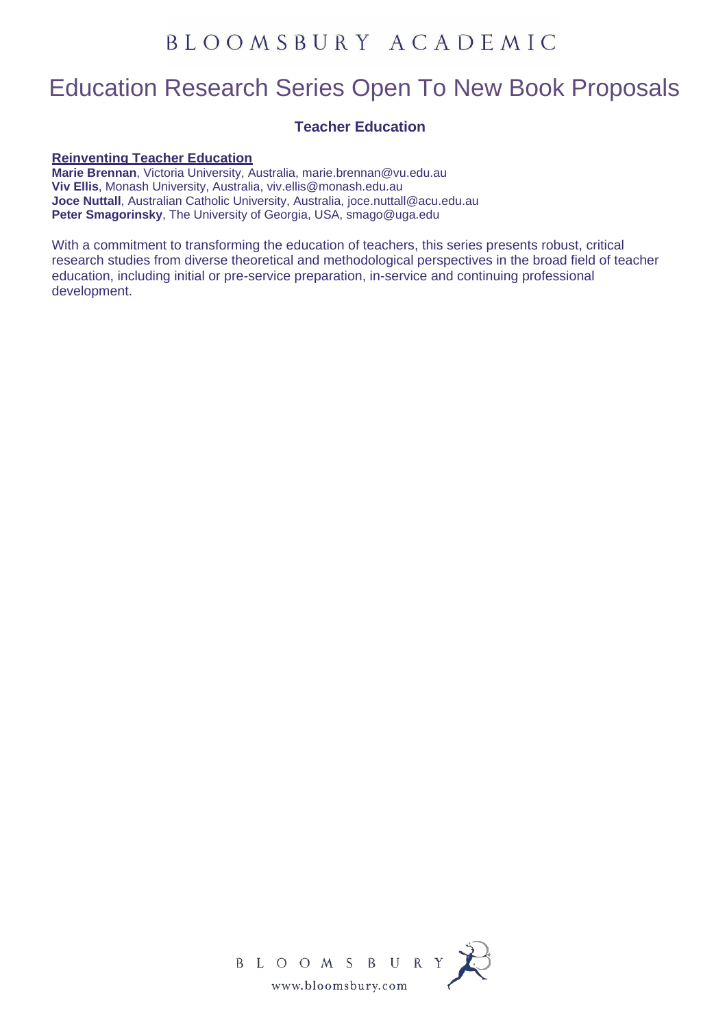# Education Research Series Open To New Book Proposals

## Teacher Education

**Reinventing Teacher Education**

**Marie Brennan**, Victoria University, Australia, marie.brennan@vu.edu.au
**Viv Ellis**, Monash University, Australia, viv.ellis@monash.edu.au
**Joce Nuttall**, Australian Catholic University, Australia, joce.nuttall@acu.edu.au
**Peter Smagorinsky**, The University of Georgia, USA, smago@uga.edu

With a commitment to transforming the education of teachers, this series presents robust, critical research studies from diverse theoretical and methodological perspectives in the broad field of teacher education, including initial or pre-service preparation, in-service and continuing professional development.